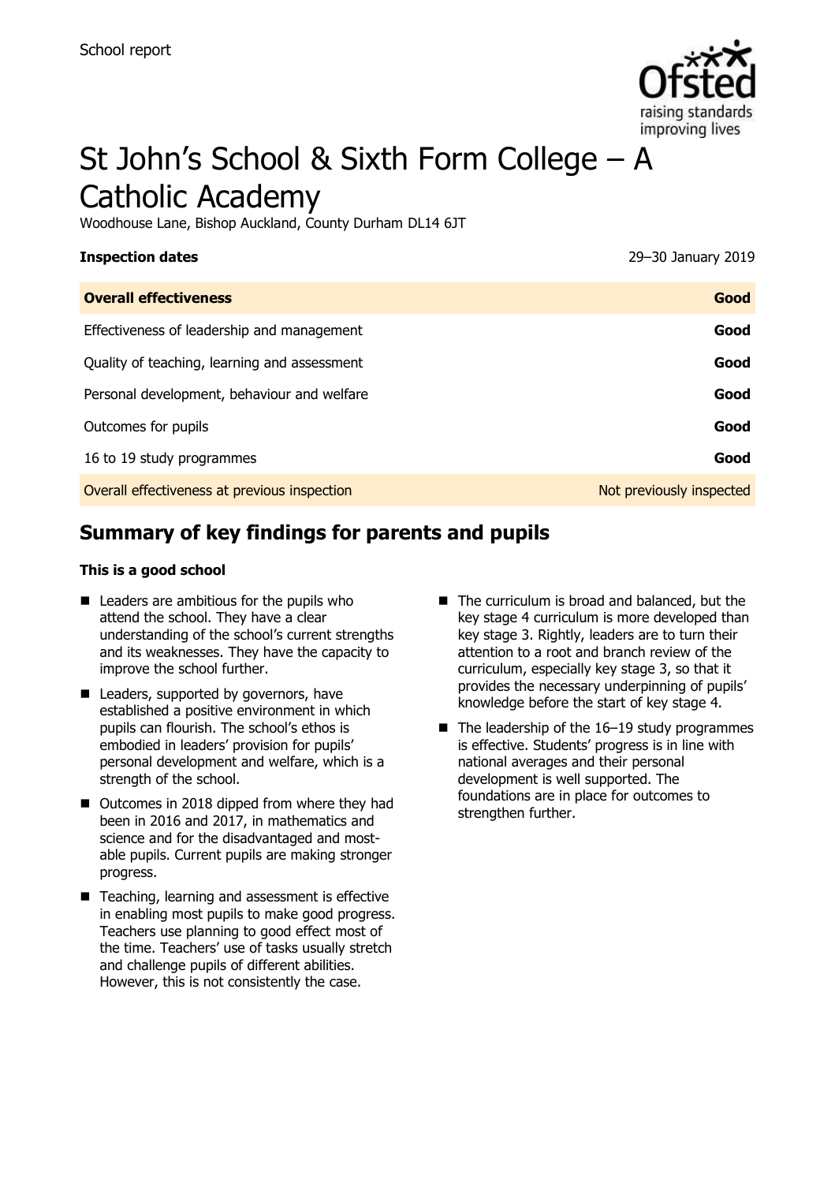School report

# St John's School & Sixth Form College – A Catholic Academy

Woodhouse Lane, Bishop Auckland, County Durham DL14 6JT

**Inspection dates** 29–30 January 2019

| **Overall effectiveness** | **Good** |
| --- | --- |
| Effectiveness of leadership and management | **Good** |
| Quality of teaching, learning and assessment | **Good** |
| Personal development, behaviour and welfare | **Good** |
| Outcomes for pupils | **Good** |
| 16 to 19 study programmes | **Good** |
| Overall effectiveness at previous inspection | Not previously inspected |

## Summary of key findings for parents and pupils

**This is a good school**

- Leaders are ambitious for the pupils who attend the school. They have a clear understanding of the school's current strengths and its weaknesses. They have the capacity to improve the school further.
- Leaders, supported by governors, have established a positive environment in which pupils can flourish. The school's ethos is embodied in leaders' provision for pupils' personal development and welfare, which is a strength of the school.
- Outcomes in 2018 dipped from where they had been in 2016 and 2017, in mathematics and science and for the disadvantaged and most-able pupils. Current pupils are making stronger progress.
- Teaching, learning and assessment is effective in enabling most pupils to make good progress. Teachers use planning to good effect most of the time. Teachers' use of tasks usually stretch and challenge pupils of different abilities. However, this is not consistently the case.
- The curriculum is broad and balanced, but the key stage 4 curriculum is more developed than key stage 3. Rightly, leaders are to turn their attention to a root and branch review of the curriculum, especially key stage 3, so that it provides the necessary underpinning of pupils' knowledge before the start of key stage 4.
- The leadership of the 16–19 study programmes is effective. Students' progress is in line with national averages and their personal development is well supported. The foundations are in place for outcomes to strengthen further.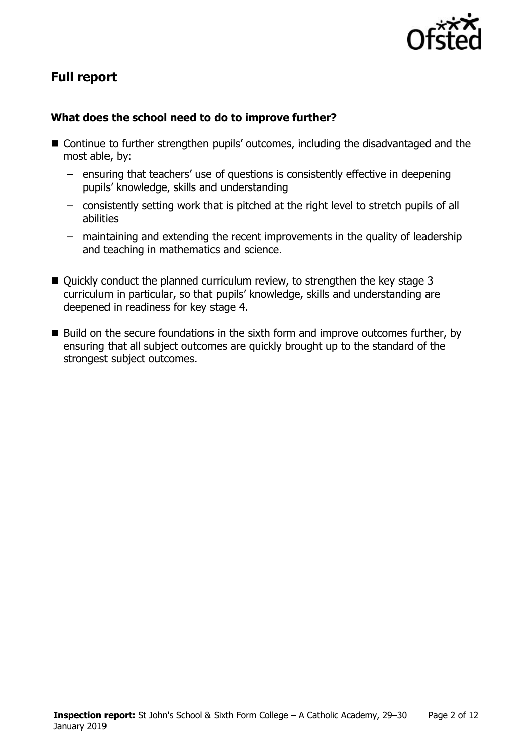## Full report

### What does the school need to do to improve further?

- Continue to further strengthen pupils' outcomes, including the disadvantaged and the most able, by:
  - ensuring that teachers' use of questions is consistently effective in deepening pupils' knowledge, skills and understanding
  - consistently setting work that is pitched at the right level to stretch pupils of all abilities
  - maintaining and extending the recent improvements in the quality of leadership and teaching in mathematics and science.
- Quickly conduct the planned curriculum review, to strengthen the key stage 3 curriculum in particular, so that pupils' knowledge, skills and understanding are deepened in readiness for key stage 4.
- Build on the secure foundations in the sixth form and improve outcomes further, by ensuring that all subject outcomes are quickly brought up to the standard of the strongest subject outcomes.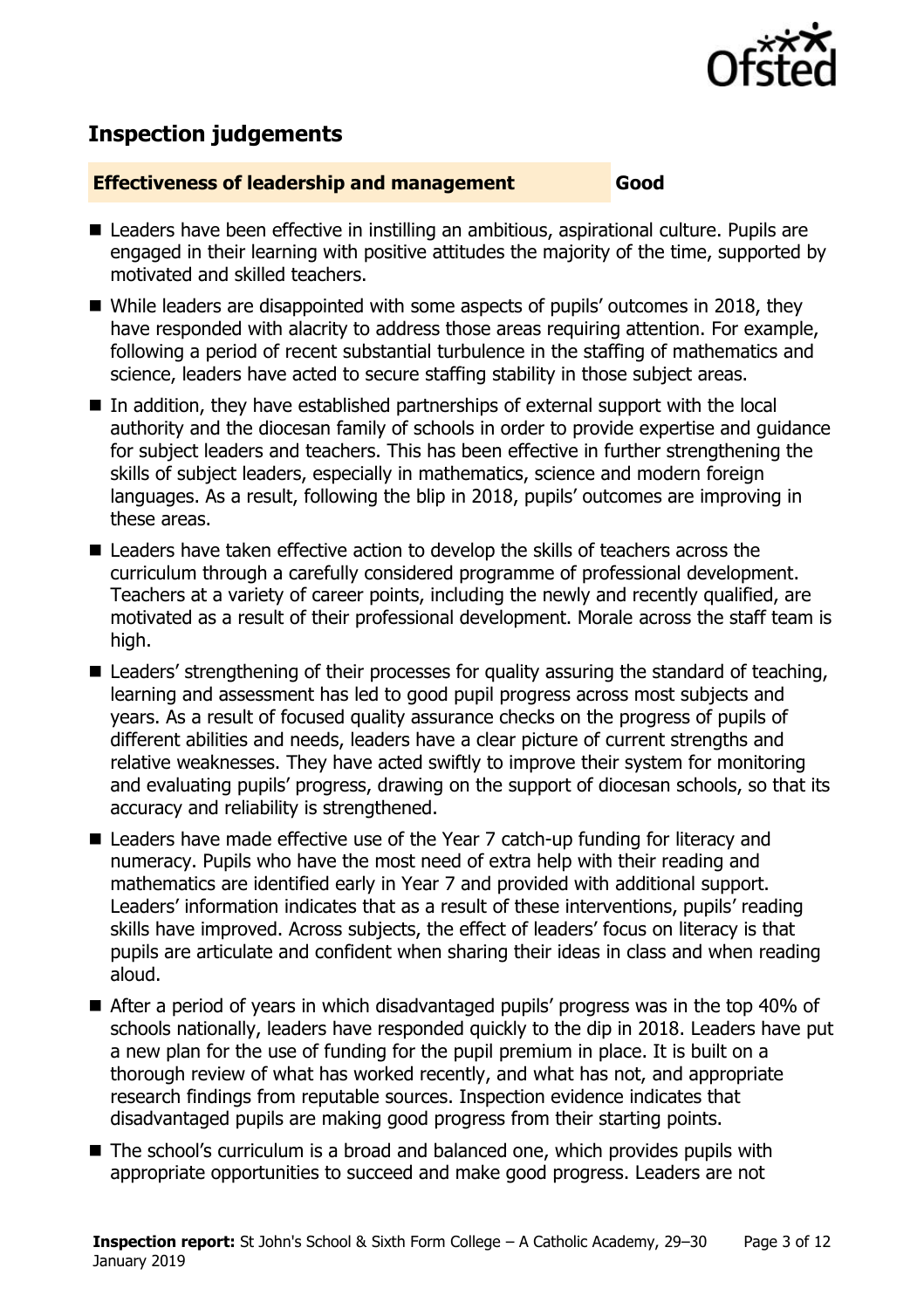## Inspection judgements

**Effectiveness of leadership and management** **Good**

- Leaders have been effective in instilling an ambitious, aspirational culture. Pupils are engaged in their learning with positive attitudes the majority of the time, supported by motivated and skilled teachers.
- While leaders are disappointed with some aspects of pupils' outcomes in 2018, they have responded with alacrity to address those areas requiring attention. For example, following a period of recent substantial turbulence in the staffing of mathematics and science, leaders have acted to secure staffing stability in those subject areas.
- In addition, they have established partnerships of external support with the local authority and the diocesan family of schools in order to provide expertise and guidance for subject leaders and teachers. This has been effective in further strengthening the skills of subject leaders, especially in mathematics, science and modern foreign languages. As a result, following the blip in 2018, pupils' outcomes are improving in these areas.
- Leaders have taken effective action to develop the skills of teachers across the curriculum through a carefully considered programme of professional development. Teachers at a variety of career points, including the newly and recently qualified, are motivated as a result of their professional development. Morale across the staff team is high.
- Leaders' strengthening of their processes for quality assuring the standard of teaching, learning and assessment has led to good pupil progress across most subjects and years. As a result of focused quality assurance checks on the progress of pupils of different abilities and needs, leaders have a clear picture of current strengths and relative weaknesses. They have acted swiftly to improve their system for monitoring and evaluating pupils' progress, drawing on the support of diocesan schools, so that its accuracy and reliability is strengthened.
- Leaders have made effective use of the Year 7 catch-up funding for literacy and numeracy. Pupils who have the most need of extra help with their reading and mathematics are identified early in Year 7 and provided with additional support. Leaders' information indicates that as a result of these interventions, pupils' reading skills have improved. Across subjects, the effect of leaders' focus on literacy is that pupils are articulate and confident when sharing their ideas in class and when reading aloud.
- After a period of years in which disadvantaged pupils' progress was in the top 40% of schools nationally, leaders have responded quickly to the dip in 2018. Leaders have put a new plan for the use of funding for the pupil premium in place. It is built on a thorough review of what has worked recently, and what has not, and appropriate research findings from reputable sources. Inspection evidence indicates that disadvantaged pupils are making good progress from their starting points.
- The school's curriculum is a broad and balanced one, which provides pupils with appropriate opportunities to succeed and make good progress. Leaders are not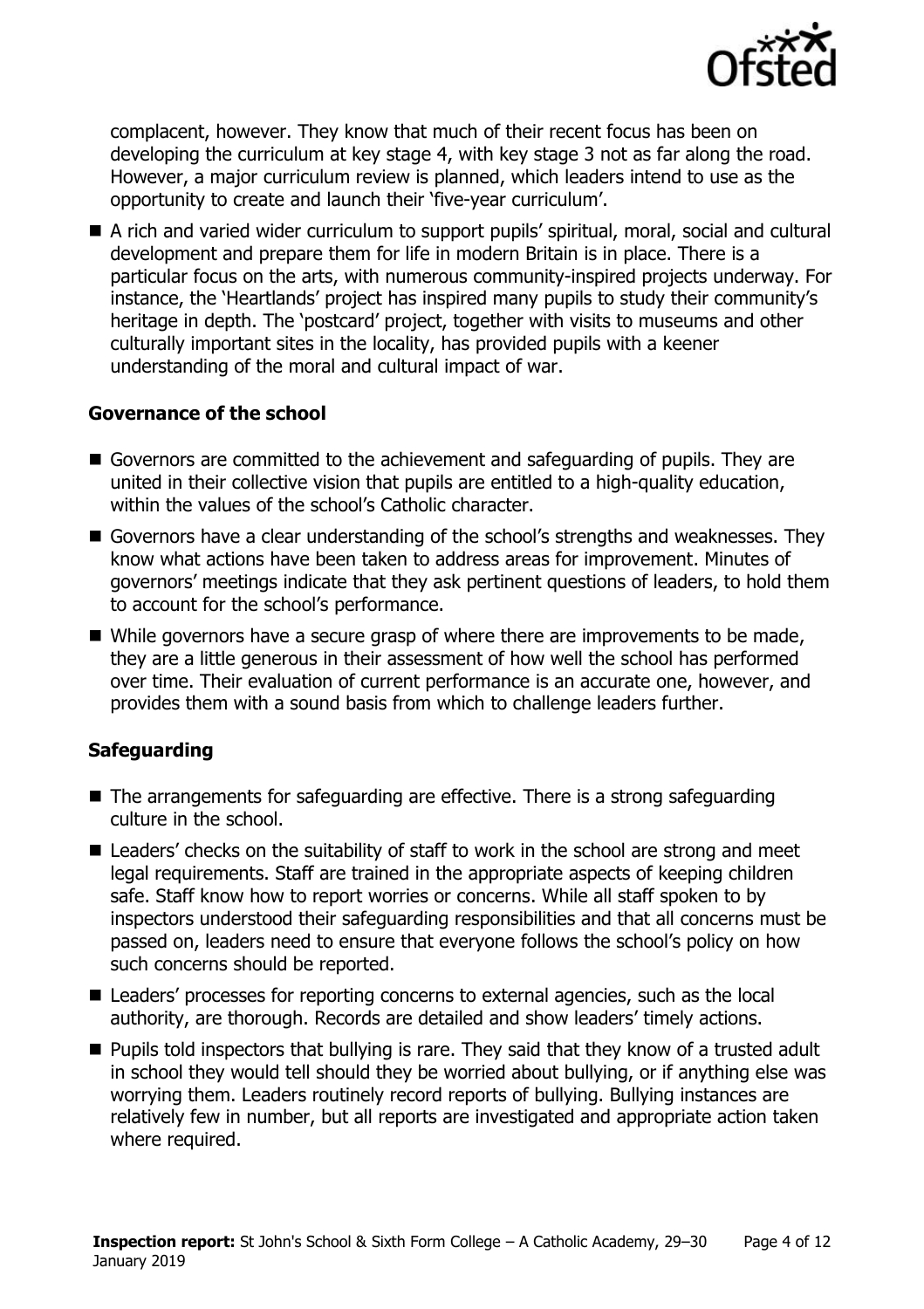complacent, however. They know that much of their recent focus has been on developing the curriculum at key stage 4, with key stage 3 not as far along the road. However, a major curriculum review is planned, which leaders intend to use as the opportunity to create and launch their 'five-year curriculum'.

- A rich and varied wider curriculum to support pupils' spiritual, moral, social and cultural development and prepare them for life in modern Britain is in place. There is a particular focus on the arts, with numerous community-inspired projects underway. For instance, the 'Heartlands' project has inspired many pupils to study their community's heritage in depth. The 'postcard' project, together with visits to museums and other culturally important sites in the locality, has provided pupils with a keener understanding of the moral and cultural impact of war.

### Governance of the school

- Governors are committed to the achievement and safeguarding of pupils. They are united in their collective vision that pupils are entitled to a high-quality education, within the values of the school's Catholic character.
- Governors have a clear understanding of the school's strengths and weaknesses. They know what actions have been taken to address areas for improvement. Minutes of governors' meetings indicate that they ask pertinent questions of leaders, to hold them to account for the school's performance.
- While governors have a secure grasp of where there are improvements to be made, they are a little generous in their assessment of how well the school has performed over time. Their evaluation of current performance is an accurate one, however, and provides them with a sound basis from which to challenge leaders further.

### Safeguarding

- The arrangements for safeguarding are effective. There is a strong safeguarding culture in the school.
- Leaders' checks on the suitability of staff to work in the school are strong and meet legal requirements. Staff are trained in the appropriate aspects of keeping children safe. Staff know how to report worries or concerns. While all staff spoken to by inspectors understood their safeguarding responsibilities and that all concerns must be passed on, leaders need to ensure that everyone follows the school's policy on how such concerns should be reported.
- Leaders' processes for reporting concerns to external agencies, such as the local authority, are thorough. Records are detailed and show leaders' timely actions.
- Pupils told inspectors that bullying is rare. They said that they know of a trusted adult in school they would tell should they be worried about bullying, or if anything else was worrying them. Leaders routinely record reports of bullying. Bullying instances are relatively few in number, but all reports are investigated and appropriate action taken where required.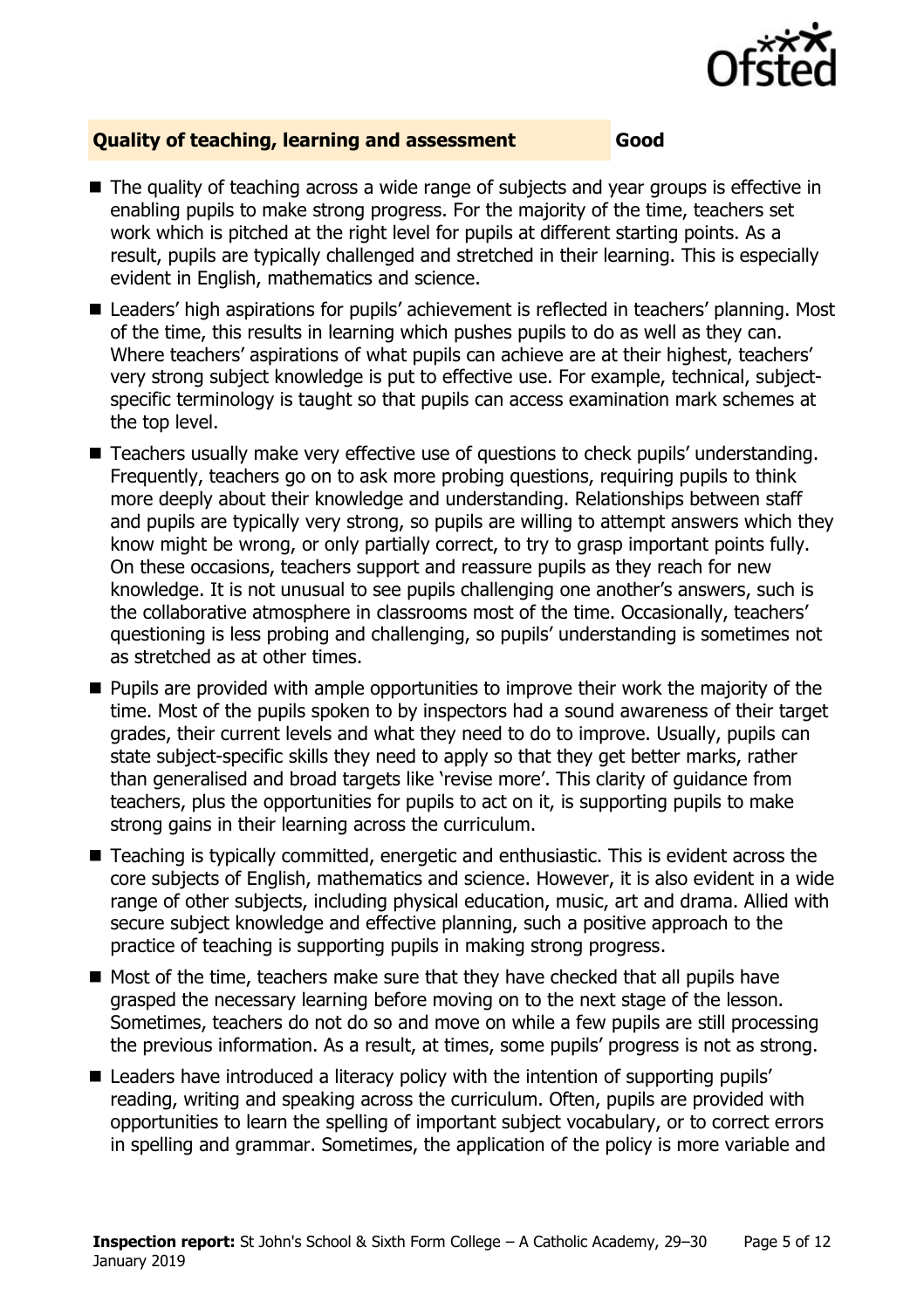## Quality of teaching, learning and assessment — Good

- The quality of teaching across a wide range of subjects and year groups is effective in enabling pupils to make strong progress. For the majority of the time, teachers set work which is pitched at the right level for pupils at different starting points. As a result, pupils are typically challenged and stretched in their learning. This is especially evident in English, mathematics and science.
- Leaders' high aspirations for pupils' achievement is reflected in teachers' planning. Most of the time, this results in learning which pushes pupils to do as well as they can. Where teachers' aspirations of what pupils can achieve are at their highest, teachers' very strong subject knowledge is put to effective use. For example, technical, subject-specific terminology is taught so that pupils can access examination mark schemes at the top level.
- Teachers usually make very effective use of questions to check pupils' understanding. Frequently, teachers go on to ask more probing questions, requiring pupils to think more deeply about their knowledge and understanding. Relationships between staff and pupils are typically very strong, so pupils are willing to attempt answers which they know might be wrong, or only partially correct, to try to grasp important points fully. On these occasions, teachers support and reassure pupils as they reach for new knowledge. It is not unusual to see pupils challenging one another's answers, such is the collaborative atmosphere in classrooms most of the time. Occasionally, teachers' questioning is less probing and challenging, so pupils' understanding is sometimes not as stretched as at other times.
- Pupils are provided with ample opportunities to improve their work the majority of the time. Most of the pupils spoken to by inspectors had a sound awareness of their target grades, their current levels and what they need to do to improve. Usually, pupils can state subject-specific skills they need to apply so that they get better marks, rather than generalised and broad targets like 'revise more'. This clarity of guidance from teachers, plus the opportunities for pupils to act on it, is supporting pupils to make strong gains in their learning across the curriculum.
- Teaching is typically committed, energetic and enthusiastic. This is evident across the core subjects of English, mathematics and science. However, it is also evident in a wide range of other subjects, including physical education, music, art and drama. Allied with secure subject knowledge and effective planning, such a positive approach to the practice of teaching is supporting pupils in making strong progress.
- Most of the time, teachers make sure that they have checked that all pupils have grasped the necessary learning before moving on to the next stage of the lesson. Sometimes, teachers do not do so and move on while a few pupils are still processing the previous information. As a result, at times, some pupils' progress is not as strong.
- Leaders have introduced a literacy policy with the intention of supporting pupils' reading, writing and speaking across the curriculum. Often, pupils are provided with opportunities to learn the spelling of important subject vocabulary, or to correct errors in spelling and grammar. Sometimes, the application of the policy is more variable and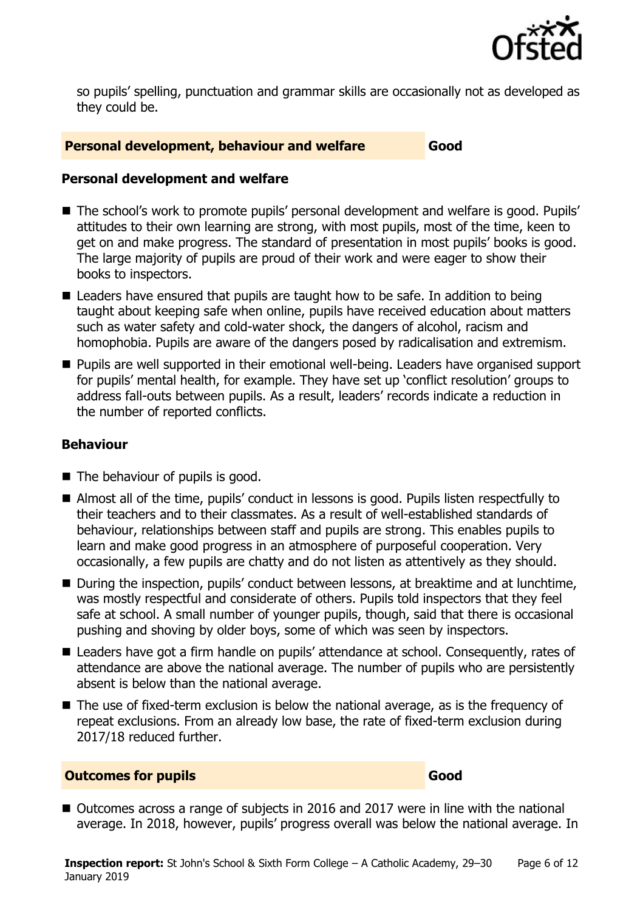so pupils' spelling, punctuation and grammar skills are occasionally not as developed as they could be.

## Personal development, behaviour and welfare — Good

### Personal development and welfare

- The school's work to promote pupils' personal development and welfare is good. Pupils' attitudes to their own learning are strong, with most pupils, most of the time, keen to get on and make progress. The standard of presentation in most pupils' books is good. The large majority of pupils are proud of their work and were eager to show their books to inspectors.
- Leaders have ensured that pupils are taught how to be safe. In addition to being taught about keeping safe when online, pupils have received education about matters such as water safety and cold-water shock, the dangers of alcohol, racism and homophobia. Pupils are aware of the dangers posed by radicalisation and extremism.
- Pupils are well supported in their emotional well-being. Leaders have organised support for pupils' mental health, for example. They have set up 'conflict resolution' groups to address fall-outs between pupils. As a result, leaders' records indicate a reduction in the number of reported conflicts.

### Behaviour

- The behaviour of pupils is good.
- Almost all of the time, pupils' conduct in lessons is good. Pupils listen respectfully to their teachers and to their classmates. As a result of well-established standards of behaviour, relationships between staff and pupils are strong. This enables pupils to learn and make good progress in an atmosphere of purposeful cooperation. Very occasionally, a few pupils are chatty and do not listen as attentively as they should.
- During the inspection, pupils' conduct between lessons, at breaktime and at lunchtime, was mostly respectful and considerate of others. Pupils told inspectors that they feel safe at school. A small number of younger pupils, though, said that there is occasional pushing and shoving by older boys, some of which was seen by inspectors.
- Leaders have got a firm handle on pupils' attendance at school. Consequently, rates of attendance are above the national average. The number of pupils who are persistently absent is below than the national average.
- The use of fixed-term exclusion is below the national average, as is the frequency of repeat exclusions. From an already low base, the rate of fixed-term exclusion during 2017/18 reduced further.

## Outcomes for pupils — Good

- Outcomes across a range of subjects in 2016 and 2017 were in line with the national average. In 2018, however, pupils' progress overall was below the national average. In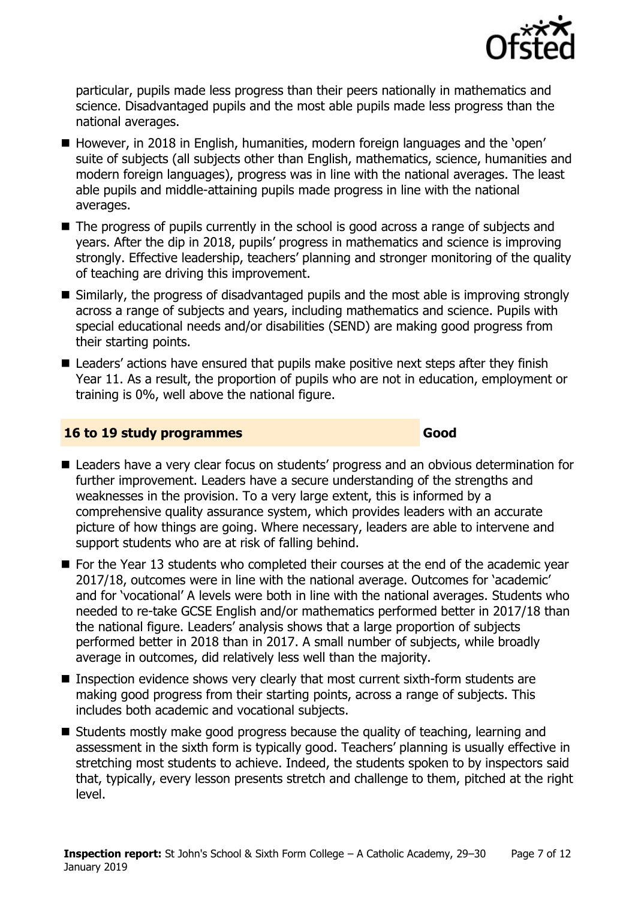particular, pupils made less progress than their peers nationally in mathematics and science. Disadvantaged pupils and the most able pupils made less progress than the national averages.

- However, in 2018 in English, humanities, modern foreign languages and the 'open' suite of subjects (all subjects other than English, mathematics, science, humanities and modern foreign languages), progress was in line with the national averages. The least able pupils and middle-attaining pupils made progress in line with the national averages.
- The progress of pupils currently in the school is good across a range of subjects and years. After the dip in 2018, pupils' progress in mathematics and science is improving strongly. Effective leadership, teachers' planning and stronger monitoring of the quality of teaching are driving this improvement.
- Similarly, the progress of disadvantaged pupils and the most able is improving strongly across a range of subjects and years, including mathematics and science. Pupils with special educational needs and/or disabilities (SEND) are making good progress from their starting points.
- Leaders' actions have ensured that pupils make positive next steps after they finish Year 11. As a result, the proportion of pupils who are not in education, employment or training is 0%, well above the national figure.

## 16 to 19 study programmes — Good

- Leaders have a very clear focus on students' progress and an obvious determination for further improvement. Leaders have a secure understanding of the strengths and weaknesses in the provision. To a very large extent, this is informed by a comprehensive quality assurance system, which provides leaders with an accurate picture of how things are going. Where necessary, leaders are able to intervene and support students who are at risk of falling behind.
- For the Year 13 students who completed their courses at the end of the academic year 2017/18, outcomes were in line with the national average. Outcomes for 'academic' and for 'vocational' A levels were both in line with the national averages. Students who needed to re-take GCSE English and/or mathematics performed better in 2017/18 than the national figure. Leaders' analysis shows that a large proportion of subjects performed better in 2018 than in 2017. A small number of subjects, while broadly average in outcomes, did relatively less well than the majority.
- Inspection evidence shows very clearly that most current sixth-form students are making good progress from their starting points, across a range of subjects. This includes both academic and vocational subjects.
- Students mostly make good progress because the quality of teaching, learning and assessment in the sixth form is typically good. Teachers' planning is usually effective in stretching most students to achieve. Indeed, the students spoken to by inspectors said that, typically, every lesson presents stretch and challenge to them, pitched at the right level.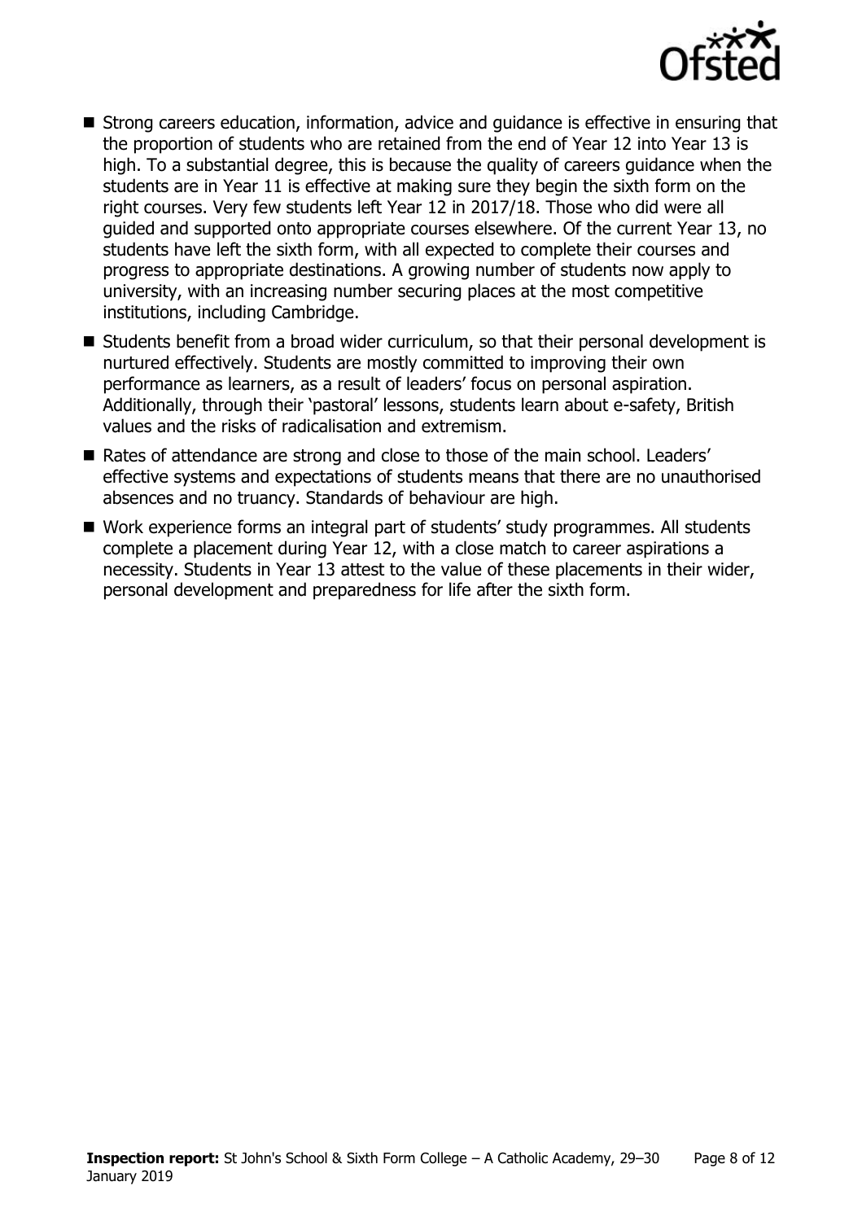- Strong careers education, information, advice and guidance is effective in ensuring that the proportion of students who are retained from the end of Year 12 into Year 13 is high. To a substantial degree, this is because the quality of careers guidance when the students are in Year 11 is effective at making sure they begin the sixth form on the right courses. Very few students left Year 12 in 2017/18. Those who did were all guided and supported onto appropriate courses elsewhere. Of the current Year 13, no students have left the sixth form, with all expected to complete their courses and progress to appropriate destinations. A growing number of students now apply to university, with an increasing number securing places at the most competitive institutions, including Cambridge.
- Students benefit from a broad wider curriculum, so that their personal development is nurtured effectively. Students are mostly committed to improving their own performance as learners, as a result of leaders' focus on personal aspiration. Additionally, through their 'pastoral' lessons, students learn about e-safety, British values and the risks of radicalisation and extremism.
- Rates of attendance are strong and close to those of the main school. Leaders' effective systems and expectations of students means that there are no unauthorised absences and no truancy. Standards of behaviour are high.
- Work experience forms an integral part of students' study programmes. All students complete a placement during Year 12, with a close match to career aspirations a necessity. Students in Year 13 attest to the value of these placements in their wider, personal development and preparedness for life after the sixth form.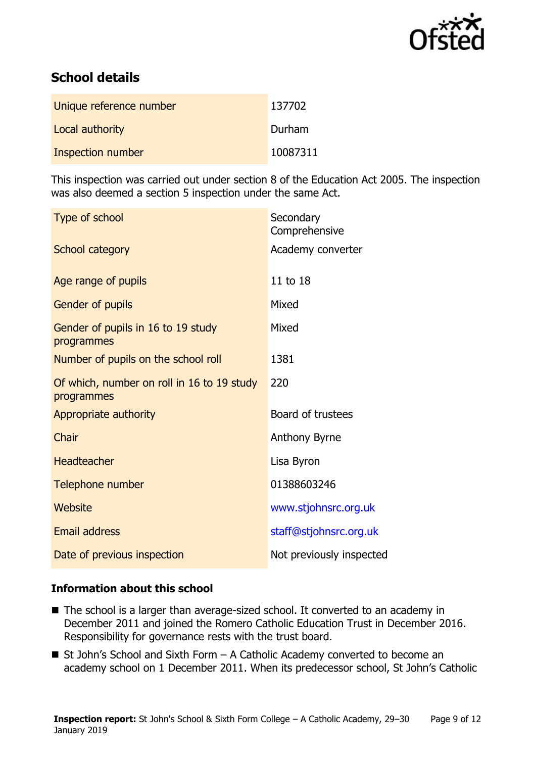## School details

| | |
|---|---|
| Unique reference number | 137702 |
| Local authority | Durham |
| Inspection number | 10087311 |

This inspection was carried out under section 8 of the Education Act 2005. The inspection was also deemed a section 5 inspection under the same Act.

| | |
|---|---|
| Type of school | Secondary Comprehensive |
| School category | Academy converter |
| Age range of pupils | 11 to 18 |
| Gender of pupils | Mixed |
| Gender of pupils in 16 to 19 study programmes | Mixed |
| Number of pupils on the school roll | 1381 |
| Of which, number on roll in 16 to 19 study programmes | 220 |
| Appropriate authority | Board of trustees |
| Chair | Anthony Byrne |
| Headteacher | Lisa Byron |
| Telephone number | 01388603246 |
| Website | www.stjohnsrc.org.uk |
| Email address | staff@stjohnsrc.org.uk |
| Date of previous inspection | Not previously inspected |

### Information about this school

- The school is a larger than average-sized school. It converted to an academy in December 2011 and joined the Romero Catholic Education Trust in December 2016. Responsibility for governance rests with the trust board.
- St John's School and Sixth Form – A Catholic Academy converted to become an academy school on 1 December 2011. When its predecessor school, St John's Catholic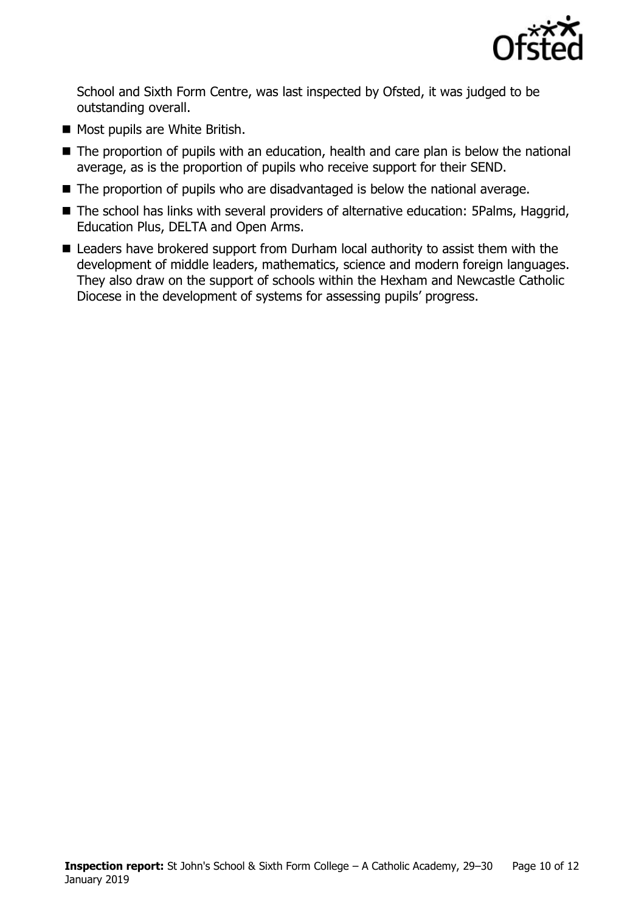School and Sixth Form Centre, was last inspected by Ofsted, it was judged to be outstanding overall.

- Most pupils are White British.
- The proportion of pupils with an education, health and care plan is below the national average, as is the proportion of pupils who receive support for their SEND.
- The proportion of pupils who are disadvantaged is below the national average.
- The school has links with several providers of alternative education: 5Palms, Haggrid, Education Plus, DELTA and Open Arms.
- Leaders have brokered support from Durham local authority to assist them with the development of middle leaders, mathematics, science and modern foreign languages. They also draw on the support of schools within the Hexham and Newcastle Catholic Diocese in the development of systems for assessing pupils' progress.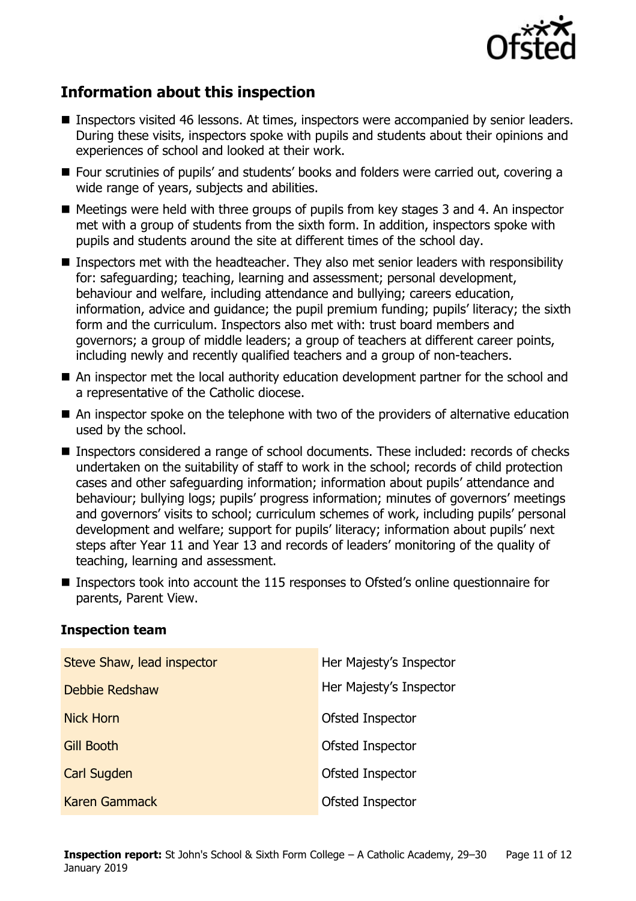## Information about this inspection

- Inspectors visited 46 lessons. At times, inspectors were accompanied by senior leaders. During these visits, inspectors spoke with pupils and students about their opinions and experiences of school and looked at their work.
- Four scrutinies of pupils' and students' books and folders were carried out, covering a wide range of years, subjects and abilities.
- Meetings were held with three groups of pupils from key stages 3 and 4. An inspector met with a group of students from the sixth form. In addition, inspectors spoke with pupils and students around the site at different times of the school day.
- Inspectors met with the headteacher. They also met senior leaders with responsibility for: safeguarding; teaching, learning and assessment; personal development, behaviour and welfare, including attendance and bullying; careers education, information, advice and guidance; the pupil premium funding; pupils' literacy; the sixth form and the curriculum. Inspectors also met with: trust board members and governors; a group of middle leaders; a group of teachers at different career points, including newly and recently qualified teachers and a group of non-teachers.
- An inspector met the local authority education development partner for the school and a representative of the Catholic diocese.
- An inspector spoke on the telephone with two of the providers of alternative education used by the school.
- Inspectors considered a range of school documents. These included: records of checks undertaken on the suitability of staff to work in the school; records of child protection cases and other safeguarding information; information about pupils' attendance and behaviour; bullying logs; pupils' progress information; minutes of governors' meetings and governors' visits to school; curriculum schemes of work, including pupils' personal development and welfare; support for pupils' literacy; information about pupils' next steps after Year 11 and Year 13 and records of leaders' monitoring of the quality of teaching, learning and assessment.
- Inspectors took into account the 115 responses to Ofsted's online questionnaire for parents, Parent View.

### Inspection team

| | |
|---|---|
| Steve Shaw, lead inspector | Her Majesty's Inspector |
| Debbie Redshaw | Her Majesty's Inspector |
| Nick Horn | Ofsted Inspector |
| Gill Booth | Ofsted Inspector |
| Carl Sugden | Ofsted Inspector |
| Karen Gammack | Ofsted Inspector |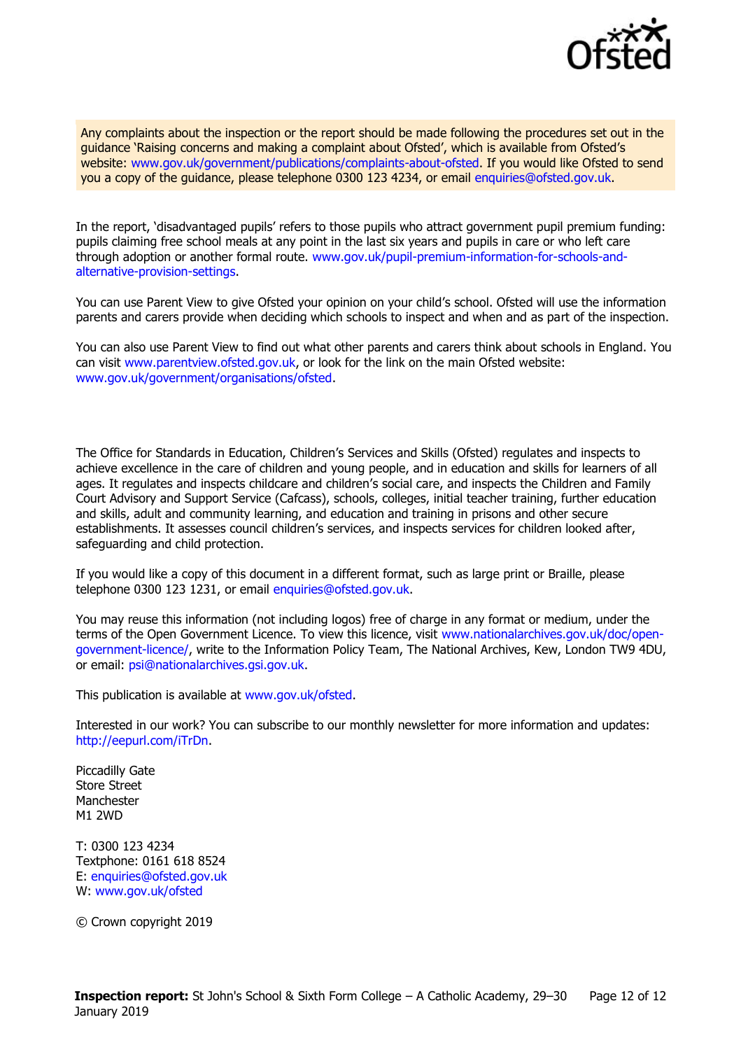Any complaints about the inspection or the report should be made following the procedures set out in the guidance 'Raising concerns and making a complaint about Ofsted', which is available from Ofsted's website: www.gov.uk/government/publications/complaints-about-ofsted. If you would like Ofsted to send you a copy of the guidance, please telephone 0300 123 4234, or email enquiries@ofsted.gov.uk.

In the report, 'disadvantaged pupils' refers to those pupils who attract government pupil premium funding: pupils claiming free school meals at any point in the last six years and pupils in care or who left care through adoption or another formal route. www.gov.uk/pupil-premium-information-for-schools-and-alternative-provision-settings.

You can use Parent View to give Ofsted your opinion on your child's school. Ofsted will use the information parents and carers provide when deciding which schools to inspect and when and as part of the inspection.

You can also use Parent View to find out what other parents and carers think about schools in England. You can visit www.parentview.ofsted.gov.uk, or look for the link on the main Ofsted website: www.gov.uk/government/organisations/ofsted.

The Office for Standards in Education, Children's Services and Skills (Ofsted) regulates and inspects to achieve excellence in the care of children and young people, and in education and skills for learners of all ages. It regulates and inspects childcare and children's social care, and inspects the Children and Family Court Advisory and Support Service (Cafcass), schools, colleges, initial teacher training, further education and skills, adult and community learning, and education and training in prisons and other secure establishments. It assesses council children's services, and inspects services for children looked after, safeguarding and child protection.

If you would like a copy of this document in a different format, such as large print or Braille, please telephone 0300 123 1231, or email enquiries@ofsted.gov.uk.

You may reuse this information (not including logos) free of charge in any format or medium, under the terms of the Open Government Licence. To view this licence, visit www.nationalarchives.gov.uk/doc/open-government-licence/, write to the Information Policy Team, The National Archives, Kew, London TW9 4DU, or email: psi@nationalarchives.gsi.gov.uk.

This publication is available at www.gov.uk/ofsted.

Interested in our work? You can subscribe to our monthly newsletter for more information and updates: http://eepurl.com/iTrDn.

Piccadilly Gate  
Store Street  
Manchester  
M1 2WD

T: 0300 123 4234  
Textphone: 0161 618 8524  
E: enquiries@ofsted.gov.uk  
W: www.gov.uk/ofsted

© Crown copyright 2019